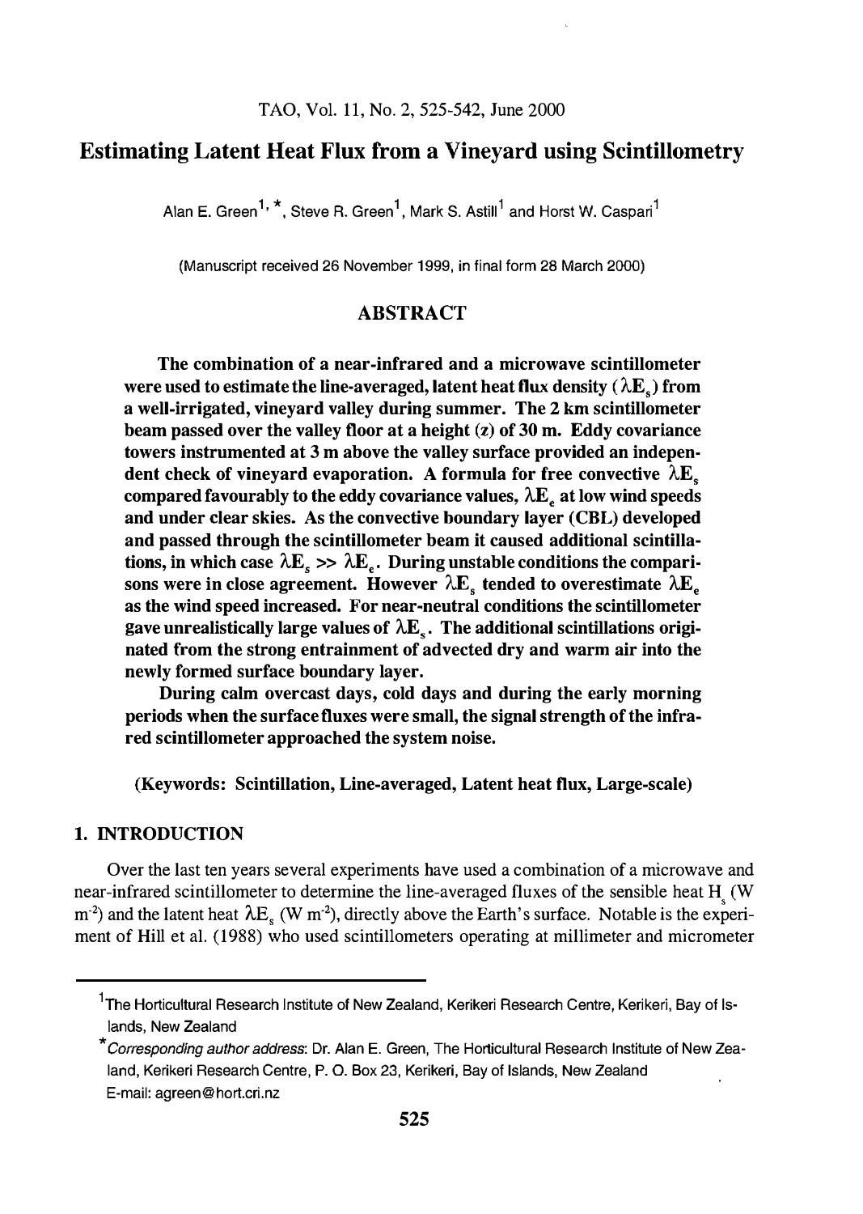# Estimating Latent Heat Flux from a Vineyard using Scintillometry

Alan E. Green[1,*], Steve R. Green[1], Mark S. Astill[1] and Horst W. Caspari[1]

(Manuscript received 26 November 1999, in final form 28 March 2000)

## ABSTRACT

**The combination of a near-infrared and a microwave scintillometer were used to estimate the line-averaged, latent heat flux density ($\lambda E_s$) from a well-irrigated, vineyard valley during summer. The 2 km scintillometer beam passed over the valley floor at a height ($z$) of 30 m. Eddy covariance towers instrumented at 3 m above the valley surface provided an independent check of vineyard evaporation. A formula for free convective $\lambda E_s$ compared favourably to the eddy covariance values, $\lambda E_e$ at low wind speeds and under clear skies. As the convective boundary layer (CBL) developed and passed through the scintillometer beam it caused additional scintillations, in which case $\lambda E_s >> \lambda E_e$. During unstable conditions the comparisons were in close agreement. However $\lambda E_s$ tended to overestimate $\lambda E_e$ as the wind speed increased. For near-neutral conditions the scintillometer gave unrealistically large values of $\lambda E_s$. The additional scintillations originated from the strong entrainment of advected dry and warm air into the newly formed surface boundary layer.**

**During calm overcast days, cold days and during the early morning periods when the surface fluxes were small, the signal strength of the infrared scintillometer approached the system noise.**

**(Keywords: Scintillation, Line-averaged, Latent heat flux, Large-scale)**

## 1. INTRODUCTION

Over the last ten years several experiments have used a combination of a microwave and near-infrared scintillometer to determine the line-averaged fluxes of the sensible heat $H_s$ (W m$^{-2}$) and the latent heat $\lambda E_s$ (W m$^{-2}$), directly above the Earth's surface. Notable is the experiment of Hill et al. (1988) who used scintillometers operating at millimeter and micrometer

---

[1] The Horticultural Research Institute of New Zealand, Kerikeri Research Centre, Kerikeri, Bay of Islands, New Zealand

[*] *Corresponding author address*: Dr. Alan E. Green, The Horticultural Research Institute of New Zealand, Kerikeri Research Centre, P. O. Box 23, Kerikeri, Bay of Islands, New Zealand
E-mail: agreen@hort.cri.nz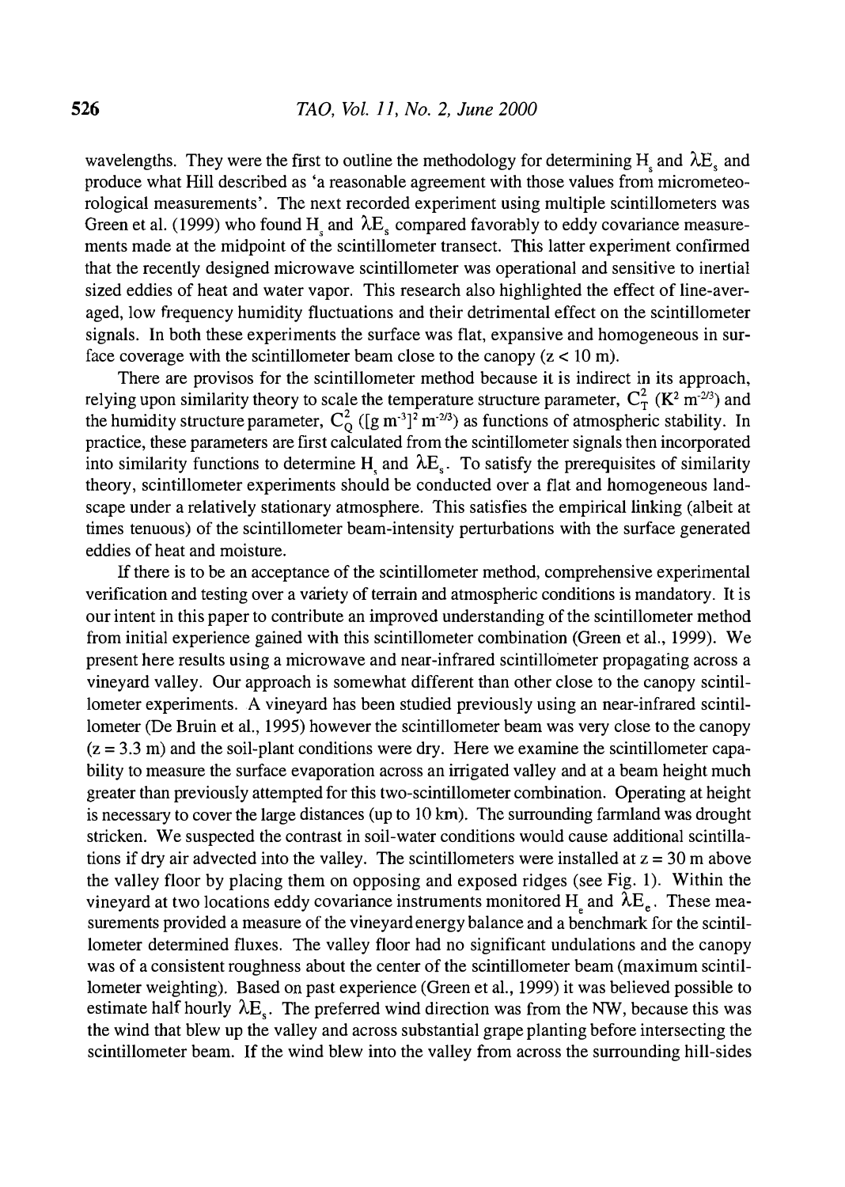wavelengths. They were the first to outline the methodology for determining $H_s$ and $\lambda E_s$ and produce what Hill described as 'a reasonable agreement with those values from micrometeorological measurements'. The next recorded experiment using multiple scintillometers was Green et al. (1999) who found $H_s$ and $\lambda E_s$ compared favorably to eddy covariance measurements made at the midpoint of the scintillometer transect. This latter experiment confirmed that the recently designed microwave scintillometer was operational and sensitive to inertial sized eddies of heat and water vapor. This research also highlighted the effect of line-averaged, low frequency humidity fluctuations and their detrimental effect on the scintillometer signals. In both these experiments the surface was flat, expansive and homogeneous in surface coverage with the scintillometer beam close to the canopy ($z < 10$ m).

There are provisos for the scintillometer method because it is indirect in its approach, relying upon similarity theory to scale the temperature structure parameter, $C_T^2$ ($K^2$ $m^{-2/3}$) and the humidity structure parameter, $C_Q^2$ ([g $m^{-3}]^2$ $m^{-2/3}$) as functions of atmospheric stability. In practice, these parameters are first calculated from the scintillometer signals then incorporated into similarity functions to determine $H_s$ and $\lambda E_s$. To satisfy the prerequisites of similarity theory, scintillometer experiments should be conducted over a flat and homogeneous landscape under a relatively stationary atmosphere. This satisfies the empirical linking (albeit at times tenuous) of the scintillometer beam-intensity perturbations with the surface generated eddies of heat and moisture.

If there is to be an acceptance of the scintillometer method, comprehensive experimental verification and testing over a variety of terrain and atmospheric conditions is mandatory. It is our intent in this paper to contribute an improved understanding of the scintillometer method from initial experience gained with this scintillometer combination (Green et al., 1999). We present here results using a microwave and near-infrared scintillometer propagating across a vineyard valley. Our approach is somewhat different than other close to the canopy scintillometer experiments. A vineyard has been studied previously using an near-infrared scintillometer (De Bruin et al., 1995) however the scintillometer beam was very close to the canopy ($z = 3.3$ m) and the soil-plant conditions were dry. Here we examine the scintillometer capability to measure the surface evaporation across an irrigated valley and at a beam height much greater than previously attempted for this two-scintillometer combination. Operating at height is necessary to cover the large distances (up to 10 km). The surrounding farmland was drought stricken. We suspected the contrast in soil-water conditions would cause additional scintillations if dry air advected into the valley. The scintillometers were installed at $z = 30$ m above the valley floor by placing them on opposing and exposed ridges (see Fig. 1). Within the vineyard at two locations eddy covariance instruments monitored $H_e$ and $\lambda E_e$. These measurements provided a measure of the vineyard energy balance and a benchmark for the scintillometer determined fluxes. The valley floor had no significant undulations and the canopy was of a consistent roughness about the center of the scintillometer beam (maximum scintillometer weighting). Based on past experience (Green et al., 1999) it was believed possible to estimate half hourly $\lambda E_s$. The preferred wind direction was from the NW, because this was the wind that blew up the valley and across substantial grape planting before intersecting the scintillometer beam. If the wind blew into the valley from across the surrounding hill-sides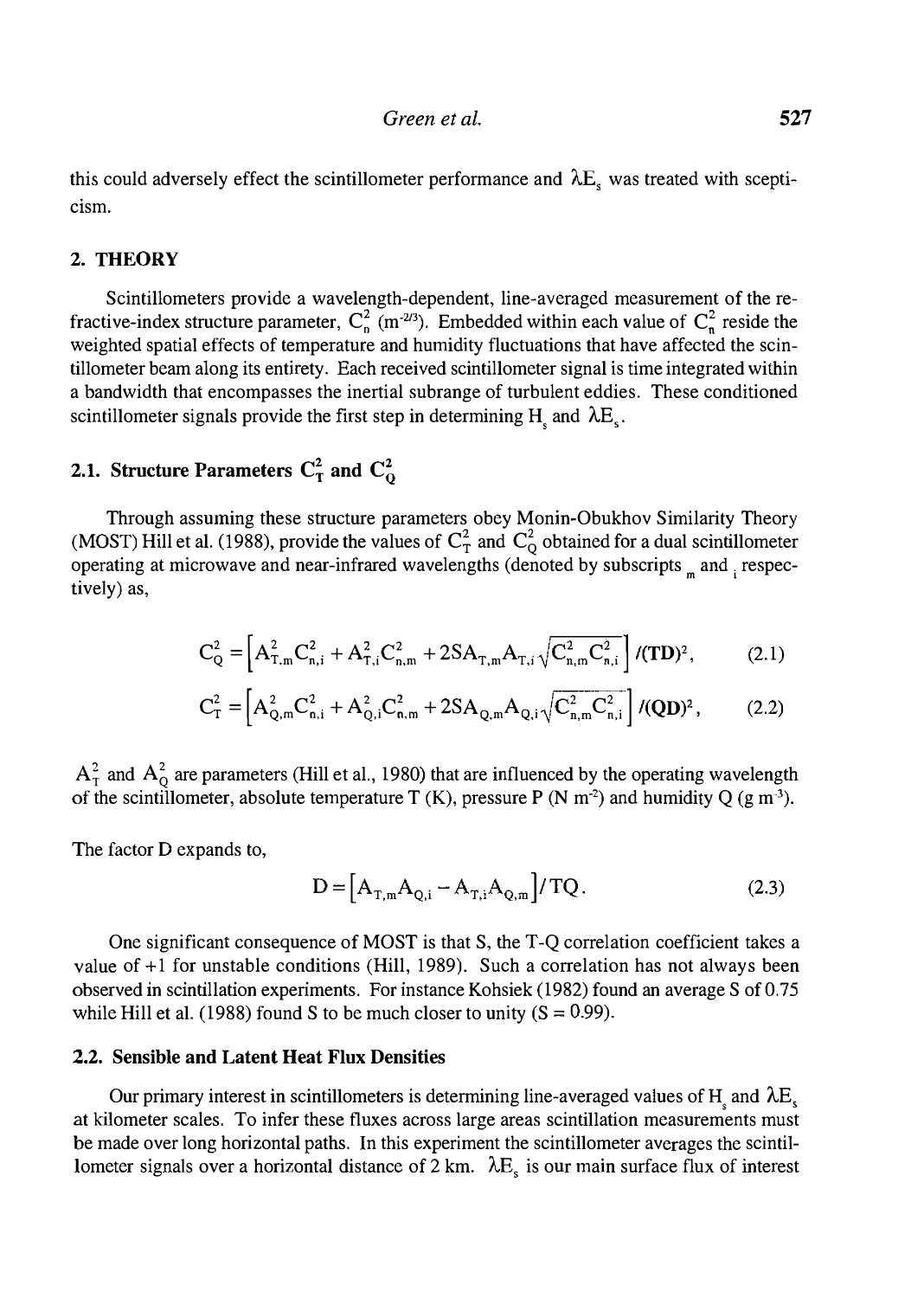this could adversely effect the scintillometer performance and $\lambda E_s$ was treated with scepticism.

## 2. THEORY

Scintillometers provide a wavelength-dependent, line-averaged measurement of the refractive-index structure parameter, $C_n^2$ ($m^{-2/3}$). Embedded within each value of $C_n^2$ reside the weighted spatial effects of temperature and humidity fluctuations that have affected the scintillometer beam along its entirety. Each received scintillometer signal is time integrated within a bandwidth that encompasses the inertial subrange of turbulent eddies. These conditioned scintillometer signals provide the first step in determining $H_s$ and $\lambda E_s$.

### 2.1. Structure Parameters $C_T^2$ and $C_Q^2$

Through assuming these structure parameters obey Monin-Obukhov Similarity Theory (MOST) Hill et al. (1988), provide the values of $C_T^2$ and $C_Q^2$ obtained for a dual scintillometer operating at microwave and near-infrared wavelengths (denoted by subscripts $_m$ and $_i$ respectively) as,

$$C_Q^2 = \left[A_{T,m}^2 C_{n,i}^2 + A_{T,i}^2 C_{n,m}^2 + 2SA_{T,m}A_{T,i}\sqrt{C_{n,m}^2 C_{n,i}^2}\right] / (\mathbf{TD})^2, \tag{2.1}$$

$$C_T^2 = \left[A_{Q,m}^2 C_{n,i}^2 + A_{Q,i}^2 C_{n,m}^2 + 2SA_{Q,m}A_{Q,i}\sqrt{C_{n,m}^2 C_{n,i}^2}\right] / (\mathbf{QD})^2, \tag{2.2}$$

$A_T^2$ and $A_Q^2$ are parameters (Hill et al., 1980) that are influenced by the operating wavelength of the scintillometer, absolute temperature T (K), pressure P (N $m^{-2}$) and humidity Q (g $m^{-3}$).

The factor D expands to,

$$D = \left[A_{T,m}A_{Q,i} - A_{T,i}A_{Q,m}\right] / TQ. \tag{2.3}$$

One significant consequence of MOST is that S, the T-Q correlation coefficient takes a value of +1 for unstable conditions (Hill, 1989). Such a correlation has not always been observed in scintillation experiments. For instance Kohsiek (1982) found an average S of 0.75 while Hill et al. (1988) found S to be much closer to unity (S = 0.99).

### 2.2. Sensible and Latent Heat Flux Densities

Our primary interest in scintillometers is determining line-averaged values of $H_s$ and $\lambda E_s$ at kilometer scales. To infer these fluxes across large areas scintillation measurements must be made over long horizontal paths. In this experiment the scintillometer averages the scintillometer signals over a horizontal distance of 2 km. $\lambda E_s$ is our main surface flux of interest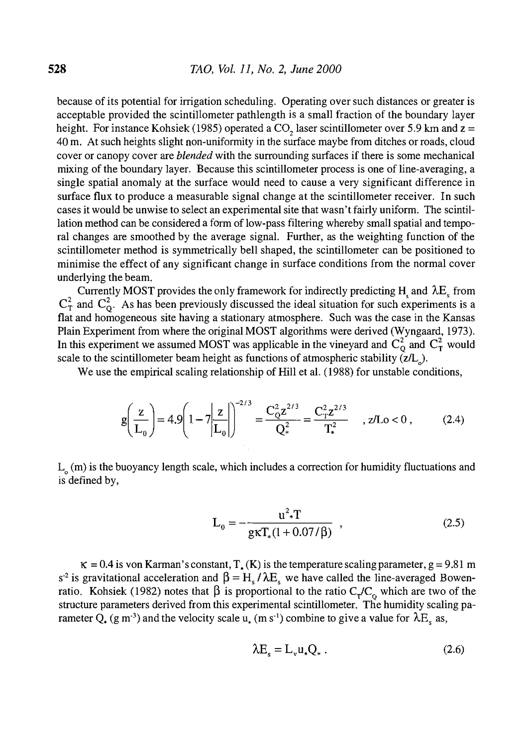because of its potential for irrigation scheduling. Operating over such distances or greater is acceptable provided the scintillometer pathlength is a small fraction of the boundary layer height. For instance Kohsiek (1985) operated a $CO_2$ laser scintillometer over 5.9 km and z = 40 m. At such heights slight non-uniformity in the surface maybe from ditches or roads, cloud cover or canopy cover are *blended* with the surrounding surfaces if there is some mechanical mixing of the boundary layer. Because this scintillometer process is one of line-averaging, a single spatial anomaly at the surface would need to cause a very significant difference in surface flux to produce a measurable signal change at the scintillometer receiver. In such cases it would be unwise to select an experimental site that wasn't fairly uniform. The scintillation method can be considered a form of low-pass filtering whereby small spatial and temporal changes are smoothed by the average signal. Further, as the weighting function of the scintillometer method is symmetrically bell shaped, the scintillometer can be positioned to minimise the effect of any significant change in surface conditions from the normal cover underlying the beam.

Currently MOST provides the only framework for indirectly predicting $H_s$ and $\lambda E_s$ from $C_T^2$ and $C_Q^2$. As has been previously discussed the ideal situation for such experiments is a flat and homogeneous site having a stationary atmosphere. Such was the case in the Kansas Plain Experiment from where the original MOST algorithms were derived (Wyngaard, 1973). In this experiment we assumed MOST was applicable in the vineyard and $C_Q^2$ and $C_T^2$ would scale to the scintillometer beam height as functions of atmospheric stability ($z/L_o$).

We use the empirical scaling relationship of Hill et al. (1988) for unstable conditions,

$$g\left(\frac{z}{L_0}\right) = 4.9\left(1 - 7\left|\frac{z}{L_0}\right|\right)^{-2/3} = \frac{C_Q^2 z^{2/3}}{Q_*^2} = \frac{C_T^2 z^{2/3}}{T_*^2} \quad , z/Lo < 0 , \tag{2.4}$$

$L_o$ (m) is the buoyancy length scale, which includes a correction for humidity fluctuations and is defined by,

$$L_0 = -\frac{u_*^2 T}{g\kappa T_*(1 + 0.07/\beta)} , \tag{2.5}$$

$\kappa = 0.4$ is von Karman's constant, $T_*$ (K) is the temperature scaling parameter, $g = 9.81$ m s$^{-2}$ is gravitational acceleration and $\beta = H_s / \lambda E_s$ we have called the line-averaged Bowen-ratio. Kohsiek (1982) notes that $\beta$ is proportional to the ratio $C_T/C_Q$ which are two of the structure parameters derived from this experimental scintillometer. The humidity scaling parameter $Q_*$ (g m$^{-3}$) and the velocity scale $u_*$ (m s$^{-1}$) combine to give a value for $\lambda E_s$ as,

$$\lambda E_s = L_v u_* Q_* . \tag{2.6}$$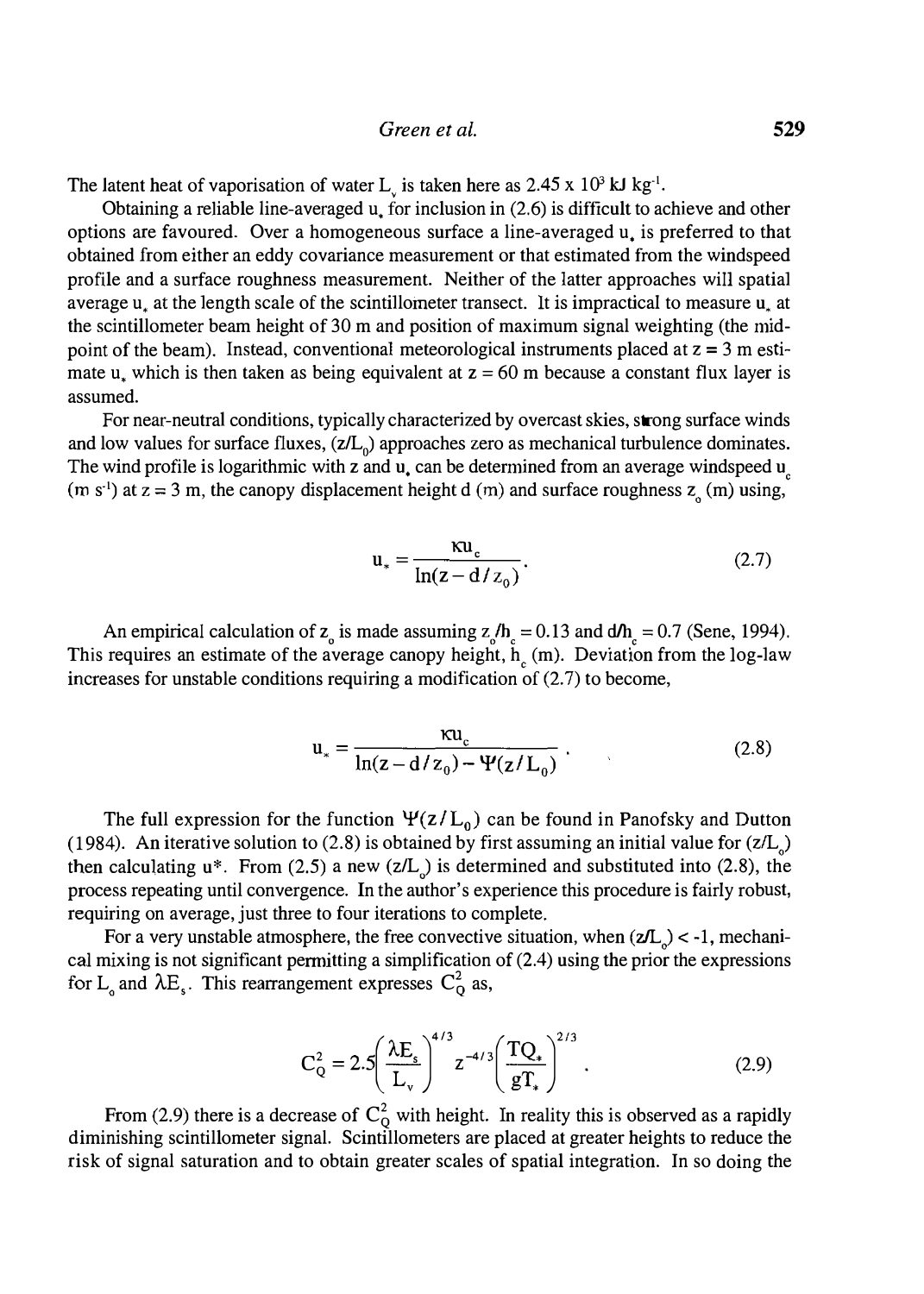The latent heat of vaporisation of water $L_v$ is taken here as $2.45 \times 10^3$ kJ kg$^{-1}$.

Obtaining a reliable line-averaged $u_*$ for inclusion in (2.6) is difficult to achieve and other options are favoured. Over a homogeneous surface a line-averaged $u_*$ is preferred to that obtained from either an eddy covariance measurement or that estimated from the windspeed profile and a surface roughness measurement. Neither of the latter approaches will spatial average $u_*$ at the length scale of the scintillometer transect. It is impractical to measure $u_*$ at the scintillometer beam height of 30 m and position of maximum signal weighting (the mid-point of the beam). Instead, conventional meteorological instruments placed at z = 3 m estimate $u_*$ which is then taken as being equivalent at z = 60 m because a constant flux layer is assumed.

For near-neutral conditions, typically characterized by overcast skies, strong surface winds and low values for surface fluxes, $(z/L_0)$ approaches zero as mechanical turbulence dominates. The wind profile is logarithmic with z and $u_*$ can be determined from an average windspeed $u_c$ (m s$^{-1}$) at z = 3 m, the canopy displacement height d (m) and surface roughness $z_0$ (m) using,

$$u_* = \frac{\kappa u_c}{\ln(z - d/z_0)}. \tag{2.7}$$

An empirical calculation of $z_0$ is made assuming $z_0/h_c = 0.13$ and $d/h_c = 0.7$ (Sene, 1994). This requires an estimate of the average canopy height, $h_c$ (m). Deviation from the log-law increases for unstable conditions requiring a modification of (2.7) to become,

$$u_* = \frac{\kappa u_c}{\ln(z - d/z_0) - \Psi(z/L_0)}. \tag{2.8}$$

The full expression for the function $\Psi(z/L_0)$ can be found in Panofsky and Dutton (1984). An iterative solution to (2.8) is obtained by first assuming an initial value for $(z/L_0)$ then calculating $u^*$. From (2.5) a new $(z/L_0)$ is determined and substituted into (2.8), the process repeating until convergence. In the author's experience this procedure is fairly robust, requiring on average, just three to four iterations to complete.

For a very unstable atmosphere, the free convective situation, when $(z/L_0) < -1$, mechanical mixing is not significant permitting a simplification of (2.4) using the prior the expressions for $L_0$ and $\lambda E_s$. This rearrangement expresses $C_Q^2$ as,

$$C_Q^2 = 2.5\left(\frac{\lambda E_s}{L_v}\right)^{4/3} z^{-4/3}\left(\frac{TQ_*}{gT_*}\right)^{2/3}. \tag{2.9}$$

From (2.9) there is a decrease of $C_Q^2$ with height. In reality this is observed as a rapidly diminishing scintillometer signal. Scintillometers are placed at greater heights to reduce the risk of signal saturation and to obtain greater scales of spatial integration. In so doing the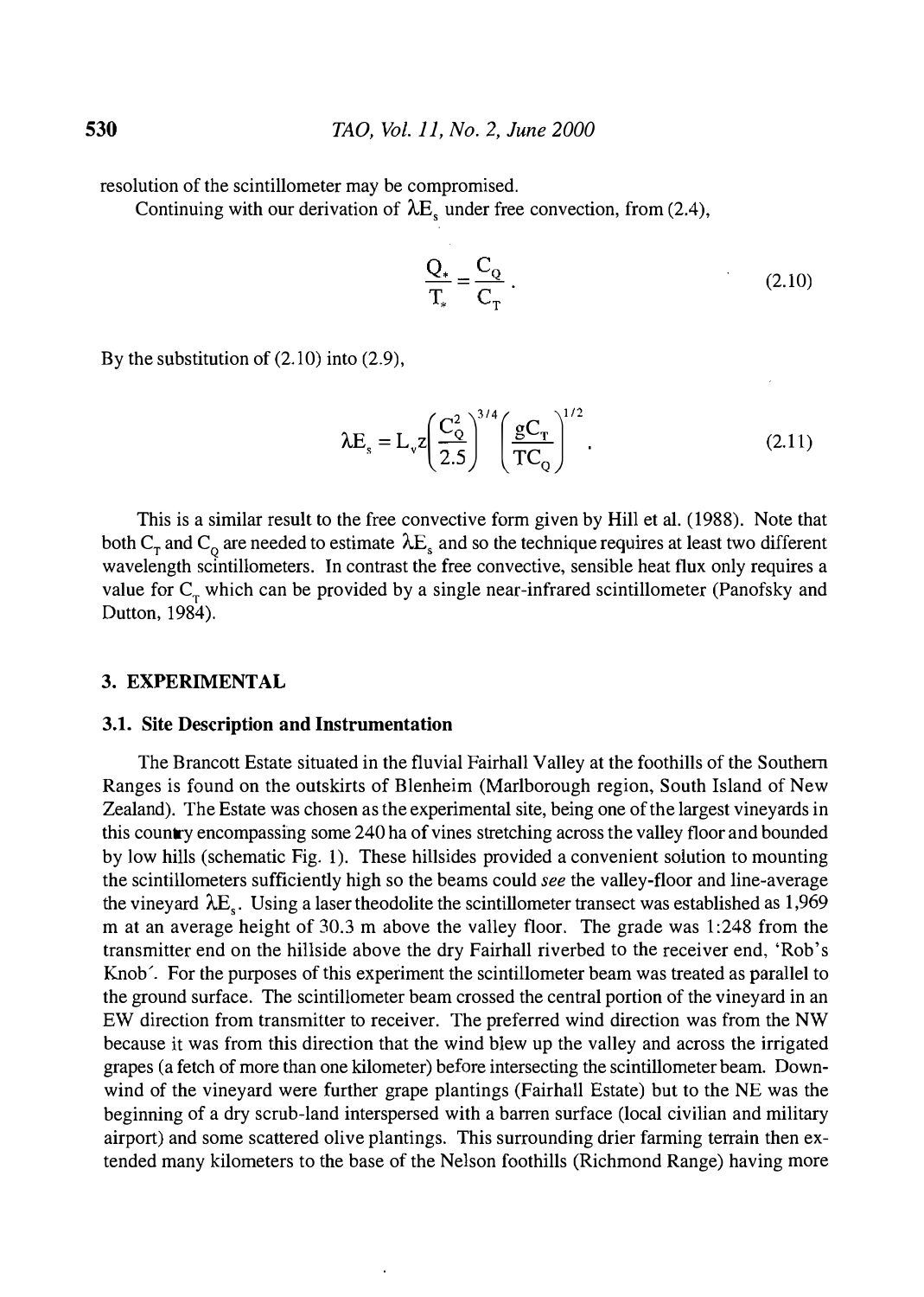resolution of the scintillometer may be compromised.

Continuing with our derivation of $\lambda E_s$ under free convection, from (2.4),

$$\frac{Q_*}{T_*} = \frac{C_Q}{C_T} . \tag{2.10}$$

By the substitution of (2.10) into (2.9),

$$\lambda E_s = L_v z \left( \frac{C_Q^2}{2.5} \right)^{3/4} \left( \frac{g C_T}{T C_Q} \right)^{1/2} . \tag{2.11}$$

This is a similar result to the free convective form given by Hill et al. (1988). Note that both $C_T$ and $C_Q$ are needed to estimate $\lambda E_s$ and so the technique requires at least two different wavelength scintillometers. In contrast the free convective, sensible heat flux only requires a value for $C_T$ which can be provided by a single near-infrared scintillometer (Panofsky and Dutton, 1984).

## 3. EXPERIMENTAL

### 3.1. Site Description and Instrumentation

The Brancott Estate situated in the fluvial Fairhall Valley at the foothills of the Southern Ranges is found on the outskirts of Blenheim (Marlborough region, South Island of New Zealand). The Estate was chosen as the experimental site, being one of the largest vineyards in this country encompassing some 240 ha of vines stretching across the valley floor and bounded by low hills (schematic Fig. 1). These hillsides provided a convenient solution to mounting the scintillometers sufficiently high so the beams could *see* the valley-floor and line-average the vineyard $\lambda E_s$. Using a laser theodolite the scintillometer transect was established as 1,969 m at an average height of 30.3 m above the valley floor. The grade was 1:248 from the transmitter end on the hillside above the dry Fairhall riverbed to the receiver end, 'Rob's Knob'. For the purposes of this experiment the scintillometer beam was treated as parallel to the ground surface. The scintillometer beam crossed the central portion of the vineyard in an EW direction from transmitter to receiver. The preferred wind direction was from the NW because it was from this direction that the wind blew up the valley and across the irrigated grapes (a fetch of more than one kilometer) before intersecting the scintillometer beam. Downwind of the vineyard were further grape plantings (Fairhall Estate) but to the NE was the beginning of a dry scrub-land interspersed with a barren surface (local civilian and military airport) and some scattered olive plantings. This surrounding drier farming terrain then extended many kilometers to the base of the Nelson foothills (Richmond Range) having more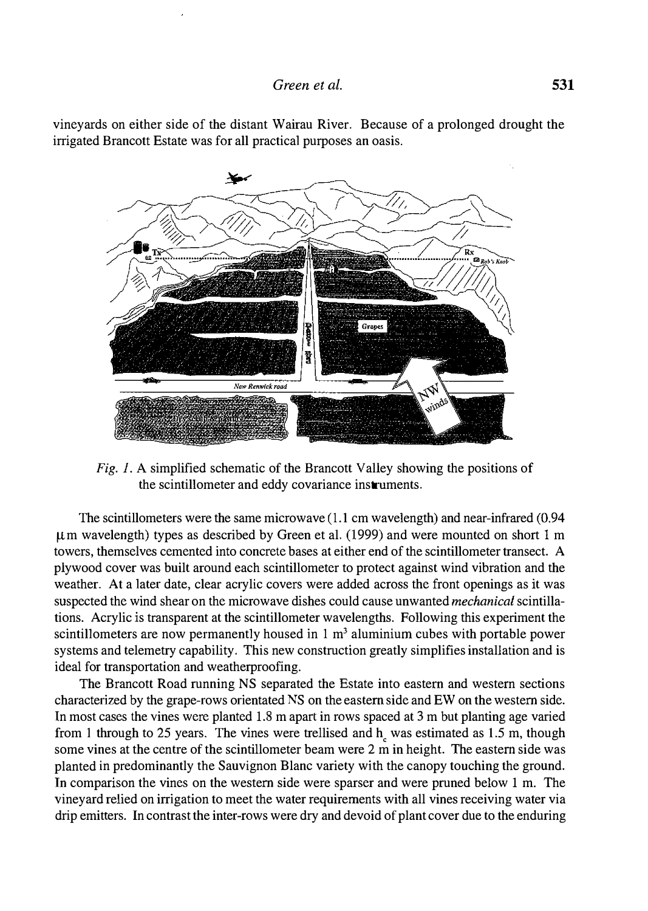vineyards on either side of the distant Wairau River. Because of a prolonged drought the irrigated Brancott Estate was for all practical purposes an oasis.

*Fig. 1.* A simplified schematic of the Brancott Valley showing the positions of the scintillometer and eddy covariance instruments.

The scintillometers were the same microwave (1.1 cm wavelength) and near-infrared (0.94 μm wavelength) types as described by Green et al. (1999) and were mounted on short 1 m towers, themselves cemented into concrete bases at either end of the scintillometer transect. A plywood cover was built around each scintillometer to protect against wind vibration and the weather. At a later date, clear acrylic covers were added across the front openings as it was suspected the wind shear on the microwave dishes could cause unwanted *mechanical* scintillations. Acrylic is transparent at the scintillometer wavelengths. Following this experiment the scintillometers are now permanently housed in 1 $m^3$ aluminium cubes with portable power systems and telemetry capability. This new construction greatly simplifies installation and is ideal for transportation and weatherproofing.

The Brancott Road running NS separated the Estate into eastern and western sections characterized by the grape-rows orientated NS on the eastern side and EW on the western side. In most cases the vines were planted 1.8 m apart in rows spaced at 3 m but planting age varied from 1 through to 25 years. The vines were trellised and $h_c$ was estimated as 1.5 m, though some vines at the centre of the scintillometer beam were 2 m in height. The eastern side was planted in predominantly the Sauvignon Blanc variety with the canopy touching the ground. In comparison the vines on the western side were sparser and were pruned below 1 m. The vineyard relied on irrigation to meet the water requirements with all vines receiving water via drip emitters. In contrast the inter-rows were dry and devoid of plant cover due to the enduring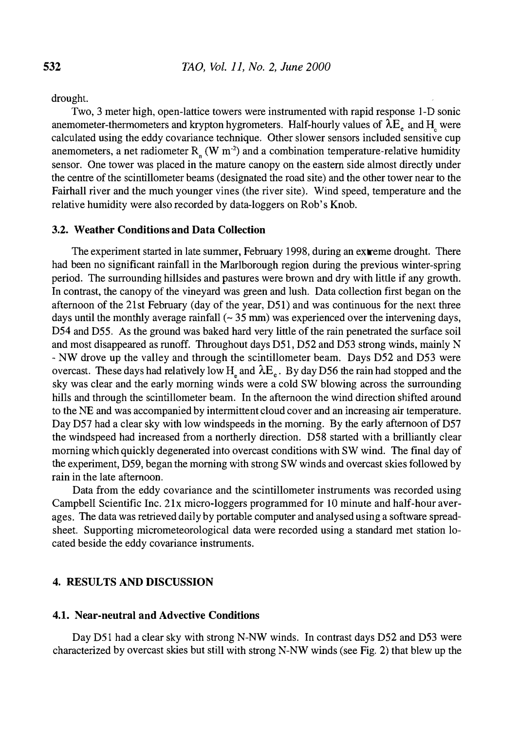drought.

Two, 3 meter high, open-lattice towers were instrumented with rapid response 1-D sonic anemometer-thermometers and krypton hygrometers. Half-hourly values of $\lambda E_e$ and $H_c$ were calculated using the eddy covariance technique. Other slower sensors included sensitive cup anemometers, a net radiometer $R_n$ (W m$^{-2}$) and a combination temperature-relative humidity sensor. One tower was placed in the mature canopy on the eastern side almost directly under the centre of the scintillometer beams (designated the road site) and the other tower near to the Fairhall river and the much younger vines (the river site). Wind speed, temperature and the relative humidity were also recorded by data-loggers on Rob's Knob.

### 3.2. Weather Conditions and Data Collection

The experiment started in late summer, February 1998, during an extreme drought. There had been no significant rainfall in the Marlborough region during the previous winter-spring period. The surrounding hillsides and pastures were brown and dry with little if any growth. In contrast, the canopy of the vineyard was green and lush. Data collection first began on the afternoon of the 21st February (day of the year, D51) and was continuous for the next three days until the monthly average rainfall (~ 35 mm) was experienced over the intervening days, D54 and D55. As the ground was baked hard very little of the rain penetrated the surface soil and most disappeared as runoff. Throughout days D51, D52 and D53 strong winds, mainly N - NW drove up the valley and through the scintillometer beam. Days D52 and D53 were overcast. These days had relatively low $H_e$ and $\lambda E_e$. By day D56 the rain had stopped and the sky was clear and the early morning winds were a cold SW blowing across the surrounding hills and through the scintillometer beam. In the afternoon the wind direction shifted around to the NE and was accompanied by intermittent cloud cover and an increasing air temperature. Day D57 had a clear sky with low windspeeds in the morning. By the early afternoon of D57 the windspeed had increased from a northerly direction. D58 started with a brilliantly clear morning which quickly degenerated into overcast conditions with SW wind. The final day of the experiment, D59, began the morning with strong SW winds and overcast skies followed by rain in the late afternoon.

Data from the eddy covariance and the scintillometer instruments was recorded using Campbell Scientific Inc. 21x micro-loggers programmed for 10 minute and half-hour averages. The data was retrieved daily by portable computer and analysed using a software spreadsheet. Supporting micrometeorological data were recorded using a standard met station located beside the eddy covariance instruments.

## 4. RESULTS AND DISCUSSION

### 4.1. Near-neutral and Advective Conditions

Day D51 had a clear sky with strong N-NW winds. In contrast days D52 and D53 were characterized by overcast skies but still with strong N-NW winds (see Fig. 2) that blew up the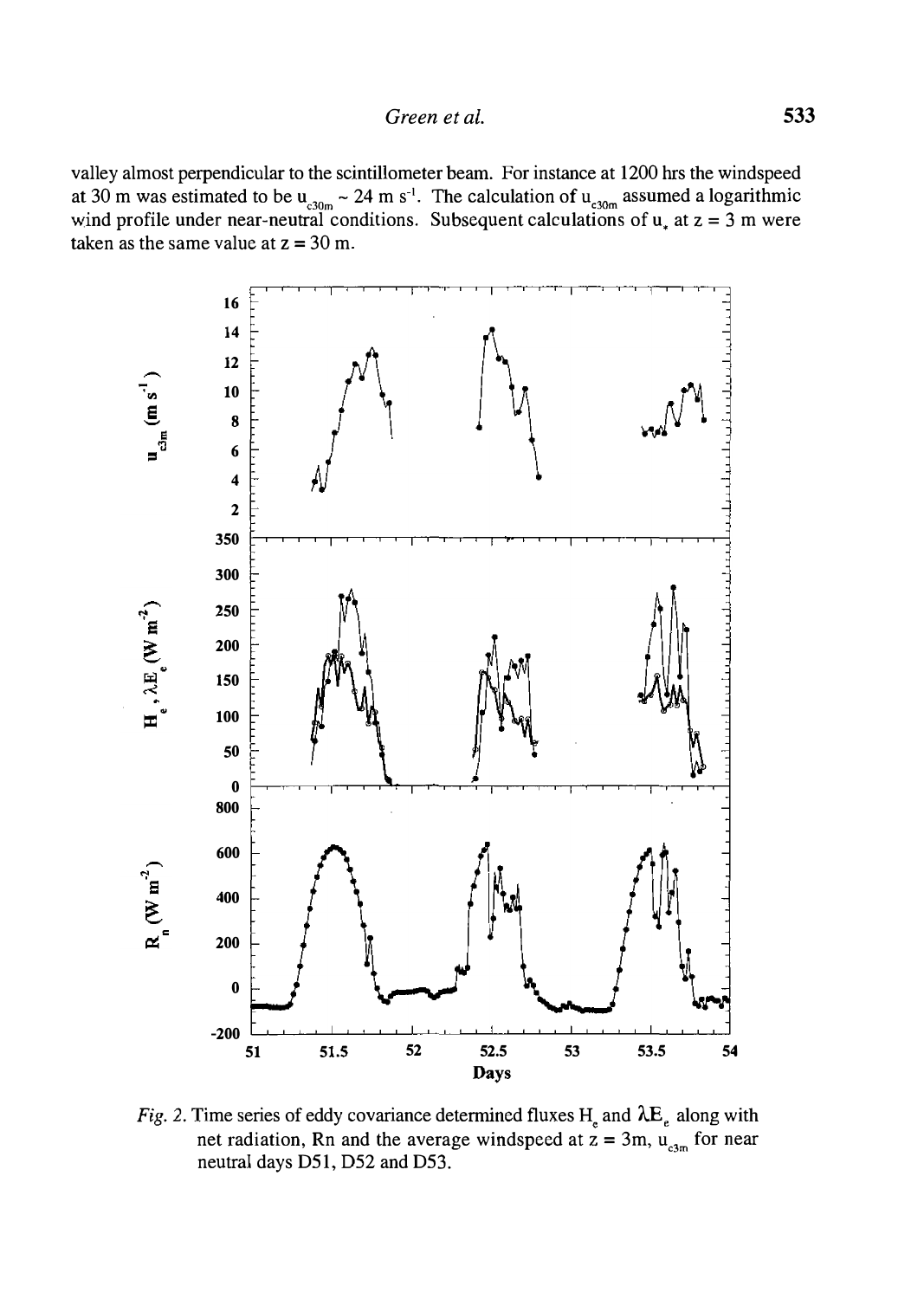valley almost perpendicular to the scintillometer beam. For instance at 1200 hrs the windspeed at 30 m was estimated to be $u_{c30m} \sim 24$ m s$^{-1}$. The calculation of $u_{c30m}$ assumed a logarithmic wind profile under near-neutral conditions. Subsequent calculations of $u_*$ at z = 3 m were taken as the same value at z = 30 m.

*Fig. 2.* Time series of eddy covariance determined fluxes $H_e$ and $\lambda E_e$ along with net radiation, Rn and the average windspeed at z = 3m, $u_{c3m}$ for near neutral days D51, D52 and D53.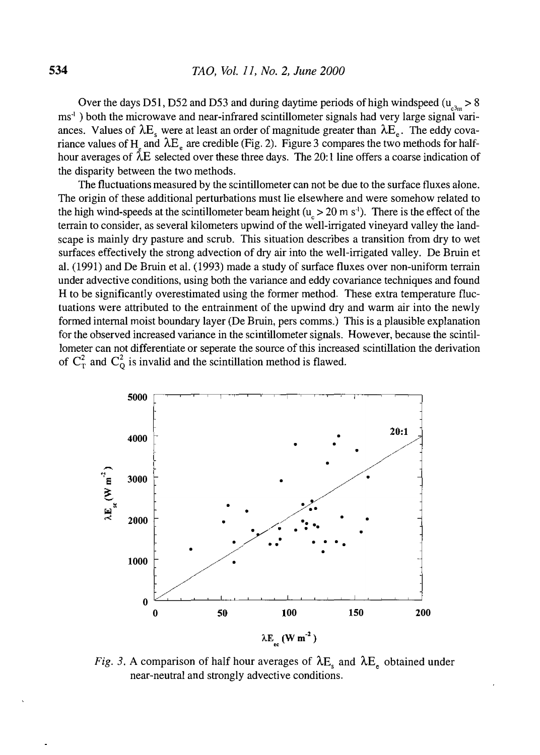Over the days D51, D52 and D53 and during daytime periods of high windspeed ($u_{c3m} > 8$ $ms^{-1}$ ) both the microwave and near-infrared scintillometer signals had very large signal variances. Values of $\lambda E_s$ were at least an order of magnitude greater than $\lambda E_e$. The eddy covariance values of $H_e$ and $\lambda E_e$ are credible (Fig. 2). Figure 3 compares the two methods for half-hour averages of $\lambda E$ selected over these three days. The 20:1 line offers a coarse indication of the disparity between the two methods.

The fluctuations measured by the scintillometer can not be due to the surface fluxes alone. The origin of these additional perturbations must lie elsewhere and were somehow related to the high wind-speeds at the scintillometer beam height ($u_c > 20$ m $s^{-1}$). There is the effect of the terrain to consider, as several kilometers upwind of the well-irrigated vineyard valley the landscape is mainly dry pasture and scrub. This situation describes a transition from dry to wet surfaces effectively the strong advection of dry air into the well-irrigated valley. De Bruin et al. (1991) and De Bruin et al. (1993) made a study of surface fluxes over non-uniform terrain under advective conditions, using both the variance and eddy covariance techniques and found H to be significantly overestimated using the former method. These extra temperature fluctuations were attributed to the entrainment of the upwind dry and warm air into the newly formed internal moist boundary layer (De Bruin, pers comms.) This is a plausible explanation for the observed increased variance in the scintillometer signals. However, because the scintillometer can not differentiate or seperate the source of this increased scintillation the derivation of $C_T^2$ and $C_Q^2$ is invalid and the scintillation method is flawed.

*Fig. 3.* A comparison of half hour averages of $\lambda E_s$ and $\lambda E_e$ obtained under near-neutral and strongly advective conditions.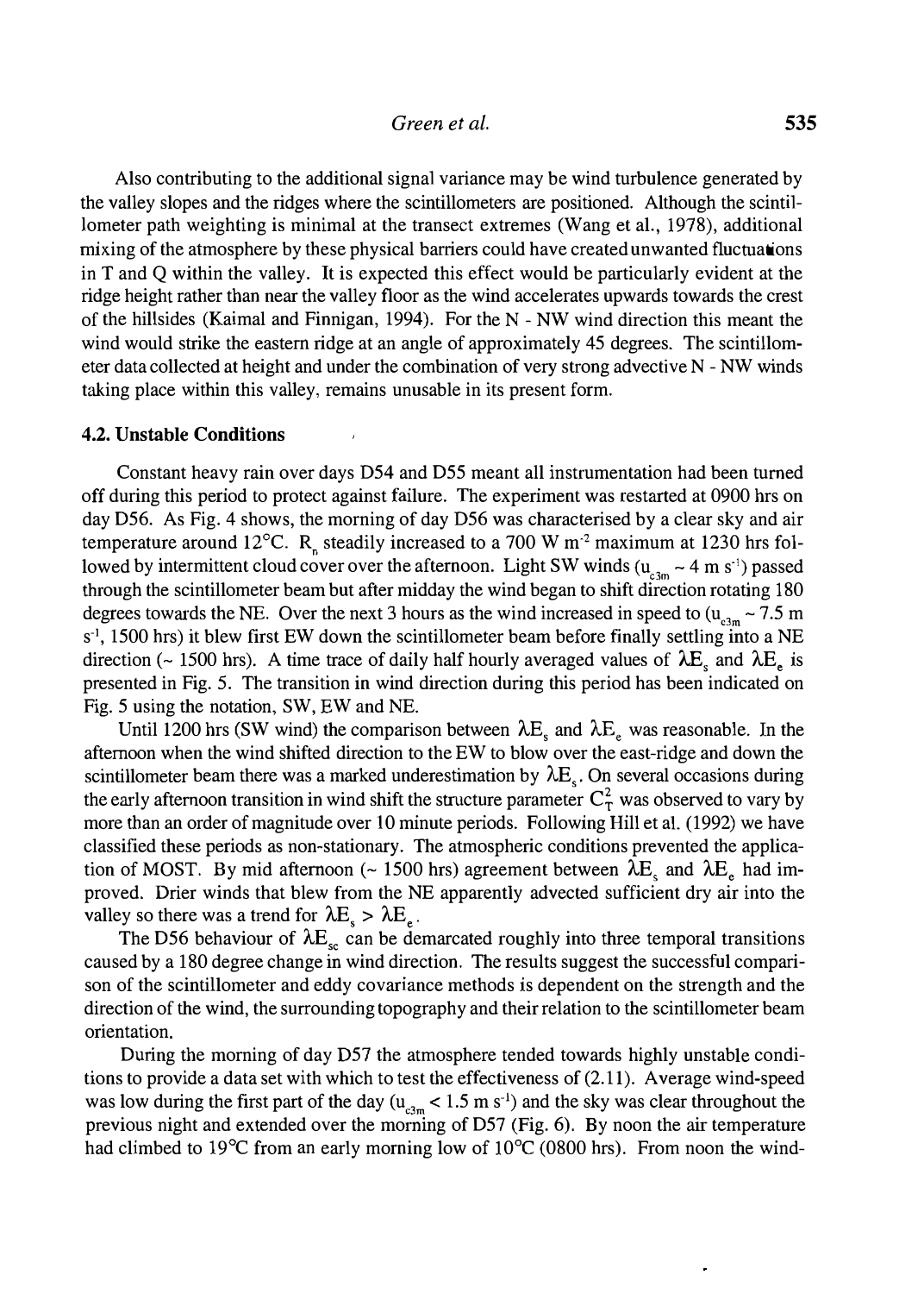Also contributing to the additional signal variance may be wind turbulence generated by the valley slopes and the ridges where the scintillometers are positioned. Although the scintillometer path weighting is minimal at the transect extremes (Wang et al., 1978), additional mixing of the atmosphere by these physical barriers could have created unwanted fluctuations in T and Q within the valley. It is expected this effect would be particularly evident at the ridge height rather than near the valley floor as the wind accelerates upwards towards the crest of the hillsides (Kaimal and Finnigan, 1994). For the N - NW wind direction this meant the wind would strike the eastern ridge at an angle of approximately 45 degrees. The scintillometer data collected at height and under the combination of very strong advective N - NW winds taking place within this valley, remains unusable in its present form.

### 4.2. Unstable Conditions

Constant heavy rain over days D54 and D55 meant all instrumentation had been turned off during this period to protect against failure. The experiment was restarted at 0900 hrs on day D56. As Fig. 4 shows, the morning of day D56 was characterised by a clear sky and air temperature around 12°C. $R_n$ steadily increased to a 700 W m$^{-2}$ maximum at 1230 hrs followed by intermittent cloud cover over the afternoon. Light SW winds ($u_{c3m} \sim 4$ m s$^{-1}$) passed through the scintillometer beam but after midday the wind began to shift direction rotating 180 degrees towards the NE. Over the next 3 hours as the wind increased in speed to ($u_{c3m} \sim 7.5$ m s$^{-1}$, 1500 hrs) it blew first EW down the scintillometer beam before finally settling into a NE direction (~ 1500 hrs). A time trace of daily half hourly averaged values of $\lambda E_s$ and $\lambda E_e$ is presented in Fig. 5. The transition in wind direction during this period has been indicated on Fig. 5 using the notation, SW, EW and NE.

Until 1200 hrs (SW wind) the comparison between $\lambda E_s$ and $\lambda E_e$ was reasonable. In the afternoon when the wind shifted direction to the EW to blow over the east-ridge and down the scintillometer beam there was a marked underestimation by $\lambda E_s$. On several occasions during the early afternoon transition in wind shift the structure parameter $C_T^2$ was observed to vary by more than an order of magnitude over 10 minute periods. Following Hill et al. (1992) we have classified these periods as non-stationary. The atmospheric conditions prevented the application of MOST. By mid afternoon (~ 1500 hrs) agreement between $\lambda E_s$ and $\lambda E_e$ had improved. Drier winds that blew from the NE apparently advected sufficient dry air into the valley so there was a trend for $\lambda E_s > \lambda E_e$.

The D56 behaviour of $\lambda E_{sc}$ can be demarcated roughly into three temporal transitions caused by a 180 degree change in wind direction. The results suggest the successful comparison of the scintillometer and eddy covariance methods is dependent on the strength and the direction of the wind, the surrounding topography and their relation to the scintillometer beam orientation.

During the morning of day D57 the atmosphere tended towards highly unstable conditions to provide a data set with which to test the effectiveness of (2.11). Average wind-speed was low during the first part of the day ($u_{c3m} < 1.5$ m s$^{-1}$) and the sky was clear throughout the previous night and extended over the morning of D57 (Fig. 6). By noon the air temperature had climbed to 19°C from an early morning low of 10°C (0800 hrs). From noon the wind-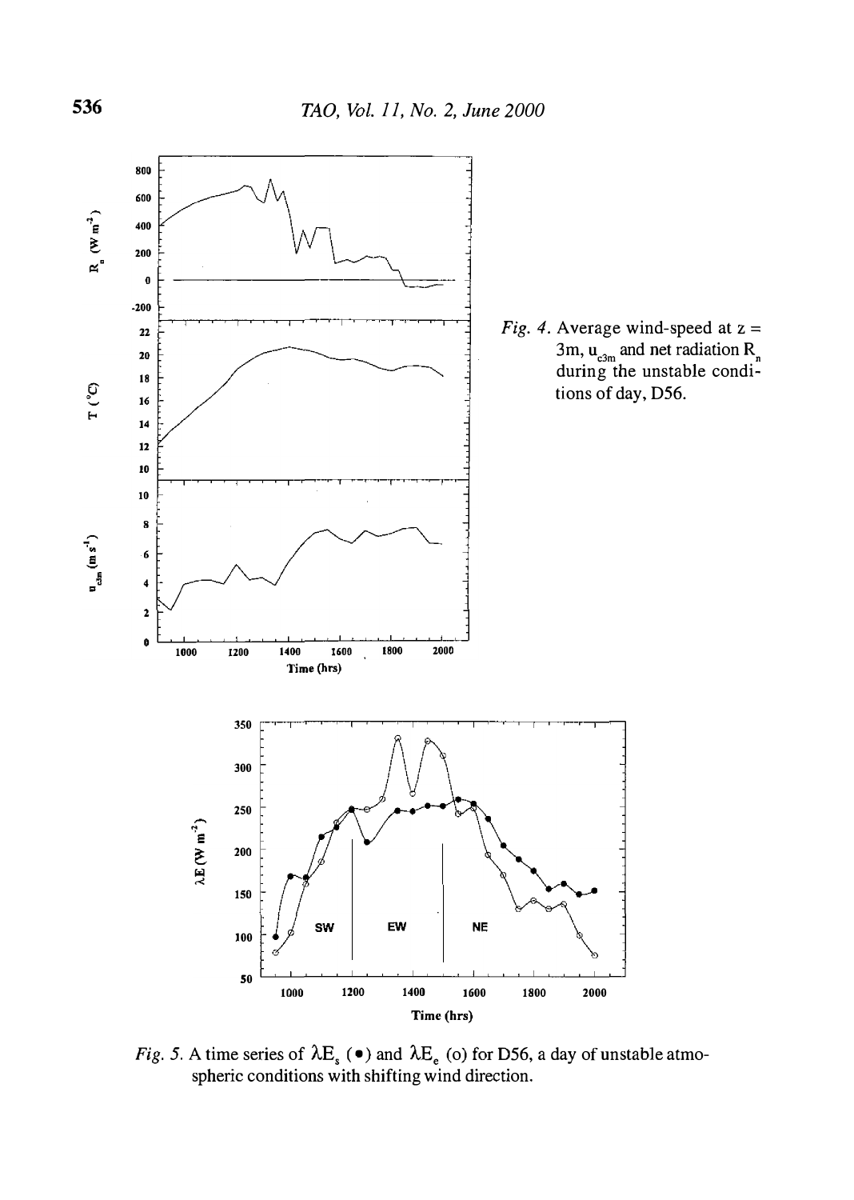*Fig. 4.* Average wind-speed at z = 3m, $u_{c3m}$ and net radiation $R_n$ during the unstable conditions of day, D56.

*Fig. 5.* A time series of $\lambda E_s$ (•) and $\lambda E_e$ (o) for D56, a day of unstable atmospheric conditions with shifting wind direction.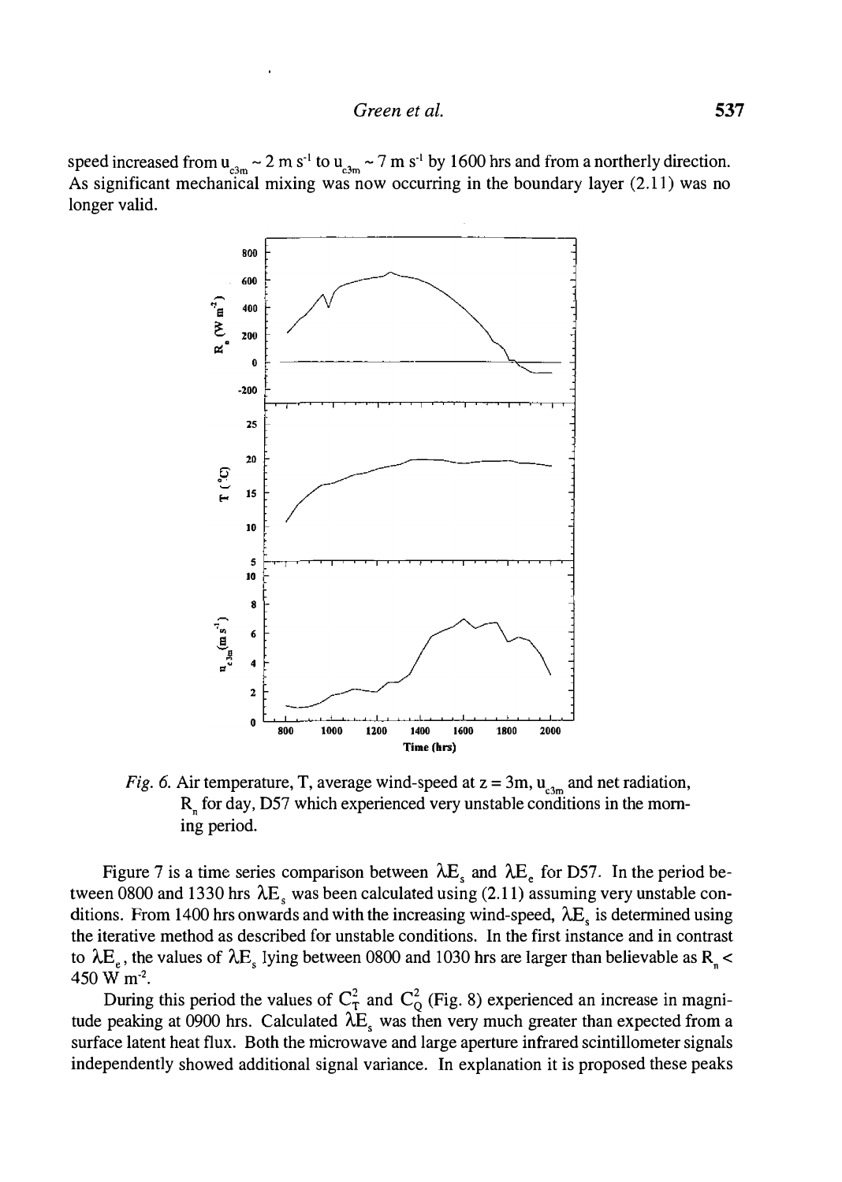speed increased from $u_{c3m} \sim 2$ m s$^{-1}$ to $u_{c3m} \sim 7$ m s$^{-1}$ by 1600 hrs and from a northerly direction. As significant mechanical mixing was now occurring in the boundary layer (2.11) was no longer valid.

*Fig. 6.* Air temperature, T, average wind-speed at z = 3m, $u_{c3m}$ and net radiation, $R_n$ for day, D57 which experienced very unstable conditions in the morning period.

Figure 7 is a time series comparison between $\lambda E_s$ and $\lambda E_e$ for D57. In the period between 0800 and 1330 hrs $\lambda E_s$ was been calculated using (2.11) assuming very unstable conditions. From 1400 hrs onwards and with the increasing wind-speed, $\lambda E_s$ is determined using the iterative method as described for unstable conditions. In the first instance and in contrast to $\lambda E_e$, the values of $\lambda E_s$ lying between 0800 and 1030 hrs are larger than believable as $R_n <$ 450 W m$^{-2}$.

During this period the values of $C_T^2$ and $C_Q^2$ (Fig. 8) experienced an increase in magnitude peaking at 0900 hrs. Calculated $\lambda E_s$ was then very much greater than expected from a surface latent heat flux. Both the microwave and large aperture infrared scintillometer signals independently showed additional signal variance. In explanation it is proposed these peaks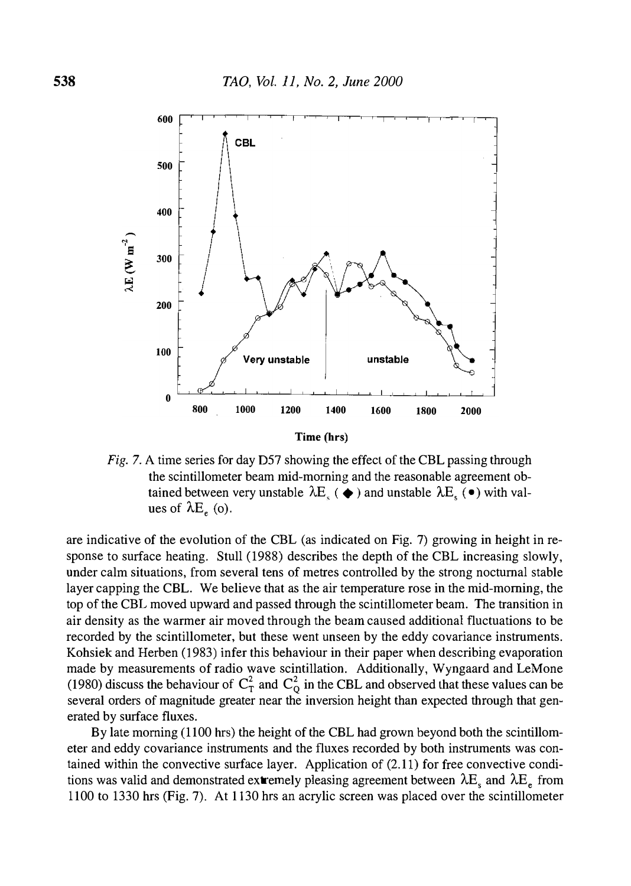*Fig. 7.* A time series for day D57 showing the effect of the CBL passing through the scintillometer beam mid-morning and the reasonable agreement obtained between very unstable $\lambda E_s$ ( ◆ ) and unstable $\lambda E_s$ (●) with values of $\lambda E_e$ (o).

are indicative of the evolution of the CBL (as indicated on Fig. 7) growing in height in response to surface heating. Stull (1988) describes the depth of the CBL increasing slowly, under calm situations, from several tens of metres controlled by the strong nocturnal stable layer capping the CBL. We believe that as the air temperature rose in the mid-morning, the top of the CBL moved upward and passed through the scintillometer beam. The transition in air density as the warmer air moved through the beam caused additional fluctuations to be recorded by the scintillometer, but these went unseen by the eddy covariance instruments. Kohsiek and Herben (1983) infer this behaviour in their paper when describing evaporation made by measurements of radio wave scintillation. Additionally, Wyngaard and LeMone (1980) discuss the behaviour of $C_T^2$ and $C_Q^2$ in the CBL and observed that these values can be several orders of magnitude greater near the inversion height than expected through that generated by surface fluxes.

By late morning (1100 hrs) the height of the CBL had grown beyond both the scintillometer and eddy covariance instruments and the fluxes recorded by both instruments was contained within the convective surface layer. Application of (2.11) for free convective conditions was valid and demonstrated extremely pleasing agreement between $\lambda E_s$ and $\lambda E_e$ from 1100 to 1330 hrs (Fig. 7). At 1130 hrs an acrylic screen was placed over the scintillometer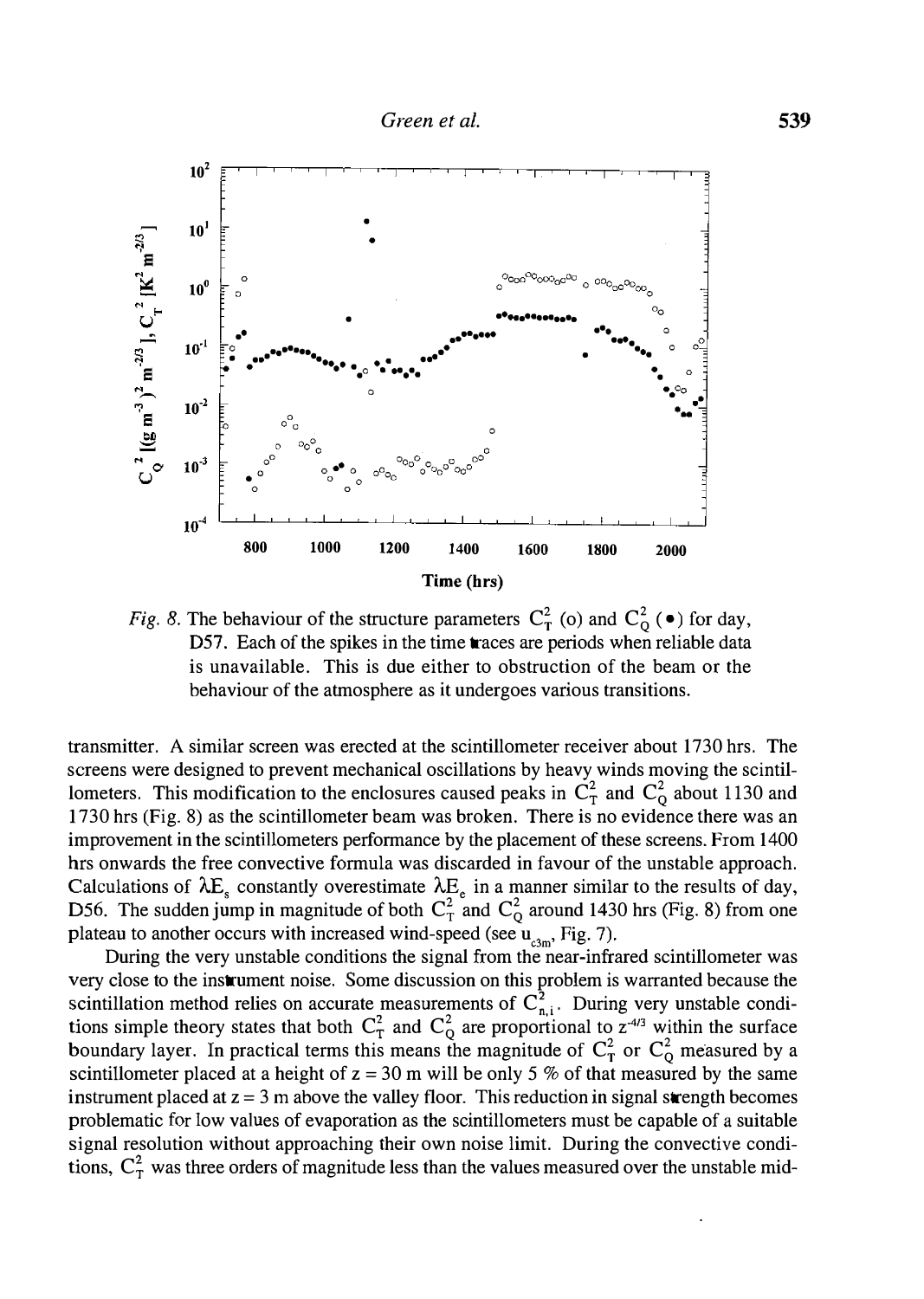*Fig. 8.* The behaviour of the structure parameters $C_T^2$ (o) and $C_Q^2$ (•) for day, D57. Each of the spikes in the time traces are periods when reliable data is unavailable. This is due either to obstruction of the beam or the behaviour of the atmosphere as it undergoes various transitions.

transmitter. A similar screen was erected at the scintillometer receiver about 1730 hrs. The screens were designed to prevent mechanical oscillations by heavy winds moving the scintillometers. This modification to the enclosures caused peaks in $C_T^2$ and $C_Q^2$ about 1130 and 1730 hrs (Fig. 8) as the scintillometer beam was broken. There is no evidence there was an improvement in the scintillometers performance by the placement of these screens. From 1400 hrs onwards the free convective formula was discarded in favour of the unstable approach. Calculations of $\lambda E_s$ constantly overestimate $\lambda E_e$ in a manner similar to the results of day, D56. The sudden jump in magnitude of both $C_T^2$ and $C_Q^2$ around 1430 hrs (Fig. 8) from one plateau to another occurs with increased wind-speed (see $u_{c3m}$, Fig. 7).

During the very unstable conditions the signal from the near-infrared scintillometer was very close to the instrument noise. Some discussion on this problem is warranted because the scintillation method relies on accurate measurements of $C_{n,i}^2$. During very unstable conditions simple theory states that both $C_T^2$ and $C_Q^2$ are proportional to $z^{-4/3}$ within the surface boundary layer. In practical terms this means the magnitude of $C_T^2$ or $C_Q^2$ measured by a scintillometer placed at a height of $z = 30$ m will be only 5 % of that measured by the same instrument placed at $z = 3$ m above the valley floor. This reduction in signal strength becomes problematic for low values of evaporation as the scintillometers must be capable of a suitable signal resolution without approaching their own noise limit. During the convective conditions, $C_T^2$ was three orders of magnitude less than the values measured over the unstable mid-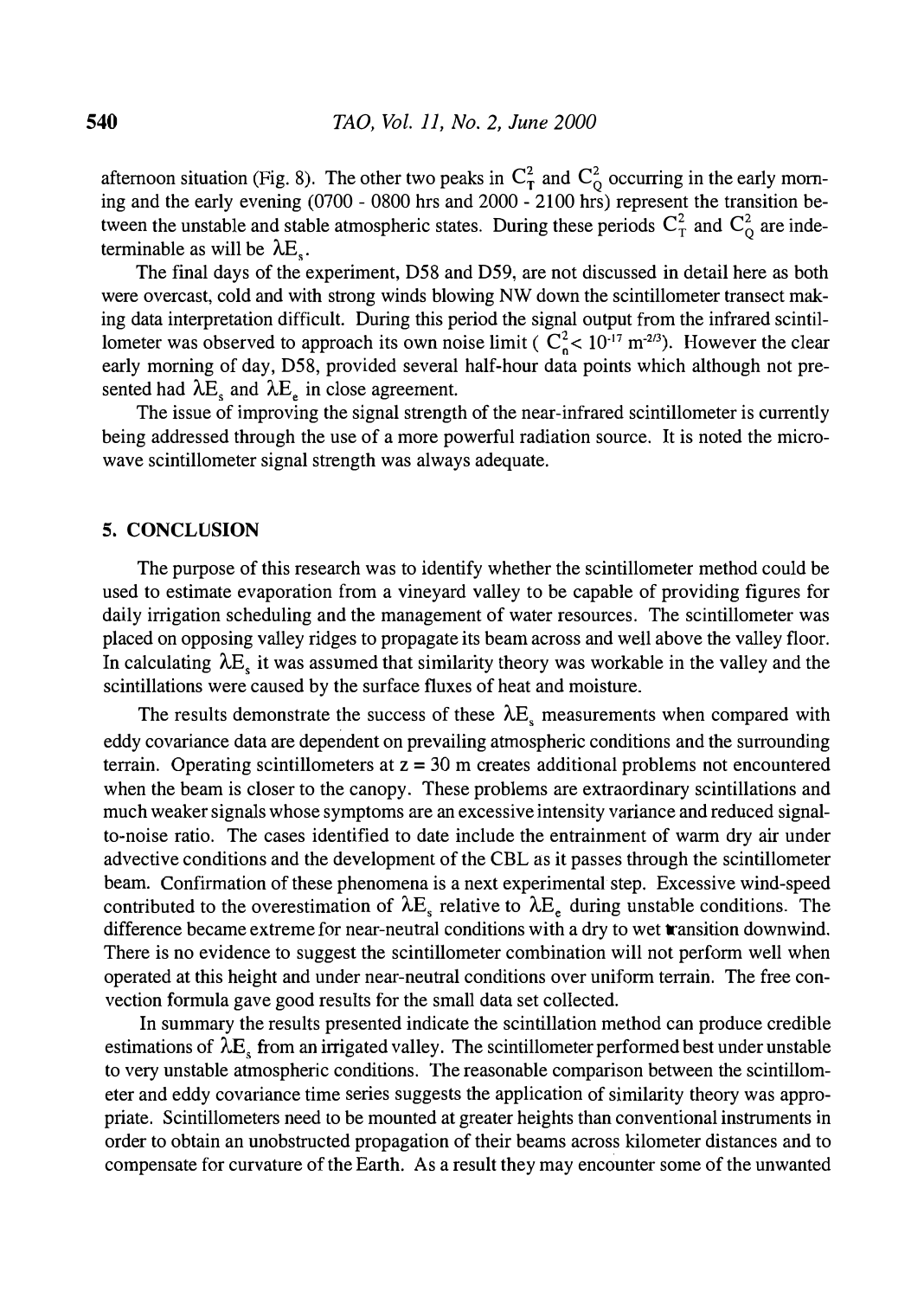afternoon situation (Fig. 8). The other two peaks in $C_T^2$ and $C_Q^2$ occurring in the early morning and the early evening (0700 - 0800 hrs and 2000 - 2100 hrs) represent the transition between the unstable and stable atmospheric states. During these periods $C_T^2$ and $C_Q^2$ are indeterminable as will be $\lambda E_s$.

The final days of the experiment, D58 and D59, are not discussed in detail here as both were overcast, cold and with strong winds blowing NW down the scintillometer transect making data interpretation difficult. During this period the signal output from the infrared scintillometer was observed to approach its own noise limit ( $C_n^2 < 10^{-17}$ $m^{-2/3}$). However the clear early morning of day, D58, provided several half-hour data points which although not presented had $\lambda E_s$ and $\lambda E_e$ in close agreement.

The issue of improving the signal strength of the near-infrared scintillometer is currently being addressed through the use of a more powerful radiation source. It is noted the microwave scintillometer signal strength was always adequate.

## 5. CONCLUSION

The purpose of this research was to identify whether the scintillometer method could be used to estimate evaporation from a vineyard valley to be capable of providing figures for daily irrigation scheduling and the management of water resources. The scintillometer was placed on opposing valley ridges to propagate its beam across and well above the valley floor. In calculating $\lambda E_s$ it was assumed that similarity theory was workable in the valley and the scintillations were caused by the surface fluxes of heat and moisture.

The results demonstrate the success of these $\lambda E_s$ measurements when compared with eddy covariance data are dependent on prevailing atmospheric conditions and the surrounding terrain. Operating scintillometers at $z = 30$ m creates additional problems not encountered when the beam is closer to the canopy. These problems are extraordinary scintillations and much weaker signals whose symptoms are an excessive intensity variance and reduced signal-to-noise ratio. The cases identified to date include the entrainment of warm dry air under advective conditions and the development of the CBL as it passes through the scintillometer beam. Confirmation of these phenomena is a next experimental step. Excessive wind-speed contributed to the overestimation of $\lambda E_s$ relative to $\lambda E_e$ during unstable conditions. The difference became extreme for near-neutral conditions with a dry to wet transition downwind. There is no evidence to suggest the scintillometer combination will not perform well when operated at this height and under near-neutral conditions over uniform terrain. The free convection formula gave good results for the small data set collected.

In summary the results presented indicate the scintillation method can produce credible estimations of $\lambda E_s$ from an irrigated valley. The scintillometer performed best under unstable to very unstable atmospheric conditions. The reasonable comparison between the scintillometer and eddy covariance time series suggests the application of similarity theory was appropriate. Scintillometers need to be mounted at greater heights than conventional instruments in order to obtain an unobstructed propagation of their beams across kilometer distances and to compensate for curvature of the Earth. As a result they may encounter some of the unwanted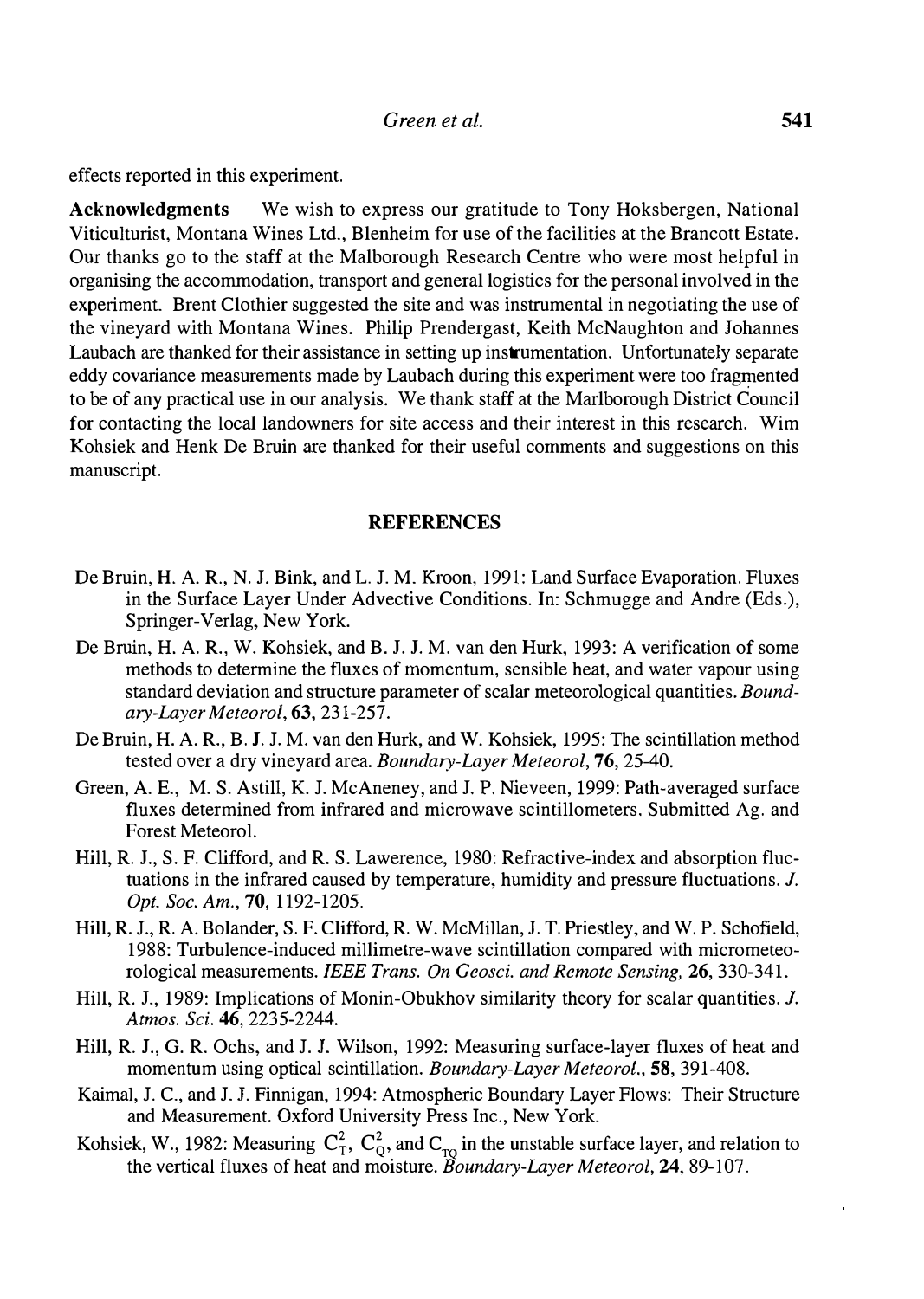effects reported in this experiment.

**Acknowledgments** We wish to express our gratitude to Tony Hoksbergen, National Viticulturist, Montana Wines Ltd., Blenheim for use of the facilities at the Brancott Estate. Our thanks go to the staff at the Malborough Research Centre who were most helpful in organising the accommodation, transport and general logistics for the personal involved in the experiment. Brent Clothier suggested the site and was instrumental in negotiating the use of the vineyard with Montana Wines. Philip Prendergast, Keith McNaughton and Johannes Laubach are thanked for their assistance in setting up instrumentation. Unfortunately separate eddy covariance measurements made by Laubach during this experiment were too fragmented to be of any practical use in our analysis. We thank staff at the Marlborough District Council for contacting the local landowners for site access and their interest in this research. Wim Kohsiek and Henk De Bruin are thanked for their useful comments and suggestions on this manuscript.

## REFERENCES

De Bruin, H. A. R., N. J. Bink, and L. J. M. Kroon, 1991: Land Surface Evaporation. Fluxes in the Surface Layer Under Advective Conditions. In: Schmugge and Andre (Eds.), Springer-Verlag, New York.

De Bruin, H. A. R., W. Kohsiek, and B. J. J. M. van den Hurk, 1993: A verification of some methods to determine the fluxes of momentum, sensible heat, and water vapour using standard deviation and structure parameter of scalar meteorological quantities. *Boundary-Layer Meteorol*, **63**, 231-257.

De Bruin, H. A. R., B. J. J. M. van den Hurk, and W. Kohsiek, 1995: The scintillation method tested over a dry vineyard area. *Boundary-Layer Meteorol*, **76**, 25-40.

Green, A. E., M. S. Astill, K. J. McAneney, and J. P. Nieveen, 1999: Path-averaged surface fluxes determined from infrared and microwave scintillometers. Submitted Ag. and Forest Meteorol.

Hill, R. J., S. F. Clifford, and R. S. Lawerence, 1980: Refractive-index and absorption fluctuations in the infrared caused by temperature, humidity and pressure fluctuations. *J. Opt. Soc. Am.*, **70**, 1192-1205.

Hill, R. J., R. A. Bolander, S. F. Clifford, R. W. McMillan, J. T. Priestley, and W. P. Schofield, 1988: Turbulence-induced millimetre-wave scintillation compared with micrometeorological measurements. *IEEE Trans. On Geosci. and Remote Sensing,* **26**, 330-341.

Hill, R. J., 1989: Implications of Monin-Obukhov similarity theory for scalar quantities. *J. Atmos. Sci.* **46**, 2235-2244.

Hill, R. J., G. R. Ochs, and J. J. Wilson, 1992: Measuring surface-layer fluxes of heat and momentum using optical scintillation. *Boundary-Layer Meteorol.*, **58**, 391-408.

Kaimal, J. C., and J. J. Finnigan, 1994: Atmospheric Boundary Layer Flows: Their Structure and Measurement. Oxford University Press Inc., New York.

Kohsiek, W., 1982: Measuring $C_T^2$, $C_Q^2$, and $C_{TQ}$ in the unstable surface layer, and relation to the vertical fluxes of heat and moisture. *Boundary-Layer Meteorol*, **24**, 89-107.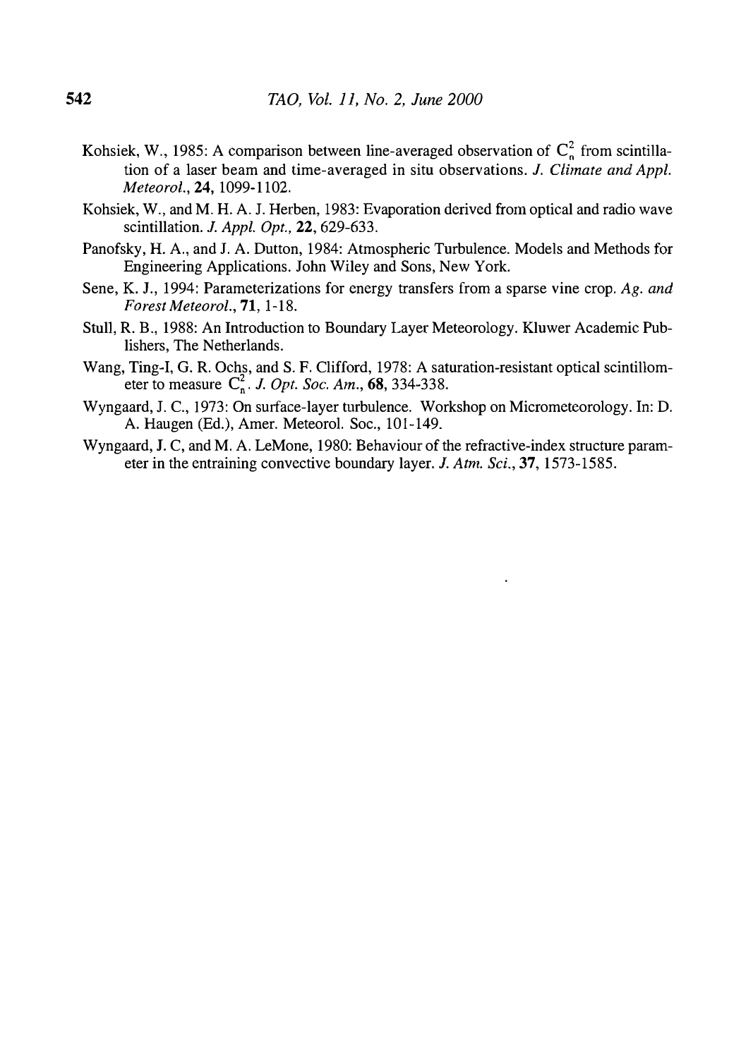Kohsiek, W., 1985: A comparison between line-averaged observation of $C_n^2$ from scintillation of a laser beam and time-averaged in situ observations. *J. Climate and Appl. Meteorol.*, **24**, 1099-1102.

Kohsiek, W., and M. H. A. J. Herben, 1983: Evaporation derived from optical and radio wave scintillation. *J. Appl. Opt.*, **22**, 629-633.

Panofsky, H. A., and J. A. Dutton, 1984: Atmospheric Turbulence. Models and Methods for Engineering Applications. John Wiley and Sons, New York.

Sene, K. J., 1994: Parameterizations for energy transfers from a sparse vine crop. *Ag. and Forest Meteorol.*, **71**, 1-18.

Stull, R. B., 1988: An Introduction to Boundary Layer Meteorology. Kluwer Academic Publishers, The Netherlands.

Wang, Ting-I, G. R. Ochs, and S. F. Clifford, 1978: A saturation-resistant optical scintillometer to measure $C_n^2$. *J. Opt. Soc. Am.*, **68**, 334-338.

Wyngaard, J. C., 1973: On surface-layer turbulence. Workshop on Micrometeorology. In: D. A. Haugen (Ed.), Amer. Meteorol. Soc., 101-149.

Wyngaard, J. C, and M. A. LeMone, 1980: Behaviour of the refractive-index structure parameter in the entraining convective boundary layer. *J. Atm. Sci.*, **37**, 1573-1585.